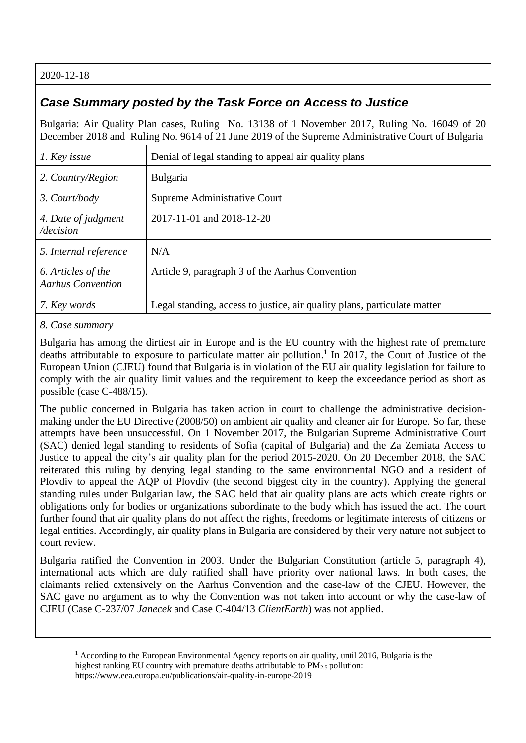2020-12-18

## *Case Summary posted by the Task Force on Access to Justice*

Bulgaria: Air Quality Plan cases, Ruling No. 13138 of 1 November 2017, Ruling No. 16049 of 20 December 2018 and Ruling No. 9614 of 21 June 2019 of the Supreme Administrative Court of Bulgaria

| | |
|---|---|
| *1. Key issue* | Denial of legal standing to appeal air quality plans |
| *2. Country/Region* | Bulgaria |
| *3. Court/body* | Supreme Administrative Court |
| *4. Date of judgment /decision* | 2017-11-01 and 2018-12-20 |
| *5. Internal reference* | N/A |
| *6. Articles of the Aarhus Convention* | Article 9, paragraph 3 of the Aarhus Convention |
| *7. Key words* | Legal standing, access to justice, air quality plans, particulate matter |

*8. Case summary*

Bulgaria has among the dirtiest air in Europe and is the EU country with the highest rate of premature deaths attributable to exposure to particulate matter air pollution.[1] In 2017, the Court of Justice of the European Union (CJEU) found that Bulgaria is in violation of the EU air quality legislation for failure to comply with the air quality limit values and the requirement to keep the exceedance period as short as possible (case C-488/15).

The public concerned in Bulgaria has taken action in court to challenge the administrative decision-making under the EU Directive (2008/50) on ambient air quality and cleaner air for Europe. So far, these attempts have been unsuccessful. On 1 November 2017, the Bulgarian Supreme Administrative Court (SAC) denied legal standing to residents of Sofia (capital of Bulgaria) and the Za Zemiata Access to Justice to appeal the city's air quality plan for the period 2015-2020. On 20 December 2018, the SAC reiterated this ruling by denying legal standing to the same environmental NGO and a resident of Plovdiv to appeal the AQP of Plovdiv (the second biggest city in the country). Applying the general standing rules under Bulgarian law, the SAC held that air quality plans are acts which create rights or obligations only for bodies or organizations subordinate to the body which has issued the act. The court further found that air quality plans do not affect the rights, freedoms or legitimate interests of citizens or legal entities. Accordingly, air quality plans in Bulgaria are considered by their very nature not subject to court review.

Bulgaria ratified the Convention in 2003. Under the Bulgarian Constitution (article 5, paragraph 4), international acts which are duly ratified shall have priority over national laws. In both cases, the claimants relied extensively on the Aarhus Convention and the case-law of the CJEU. However, the SAC gave no argument as to why the Convention was not taken into account or why the case-law of CJEU (Case C-237/07 *Janecek* and Case C-404/13 *ClientEarth*) was not applied.

---

[1] According to the European Environmental Agency reports on air quality, until 2016, Bulgaria is the highest ranking EU country with premature deaths attributable to $PM_{2,5}$ pollution: https://www.eea.europa.eu/publications/air-quality-in-europe-2019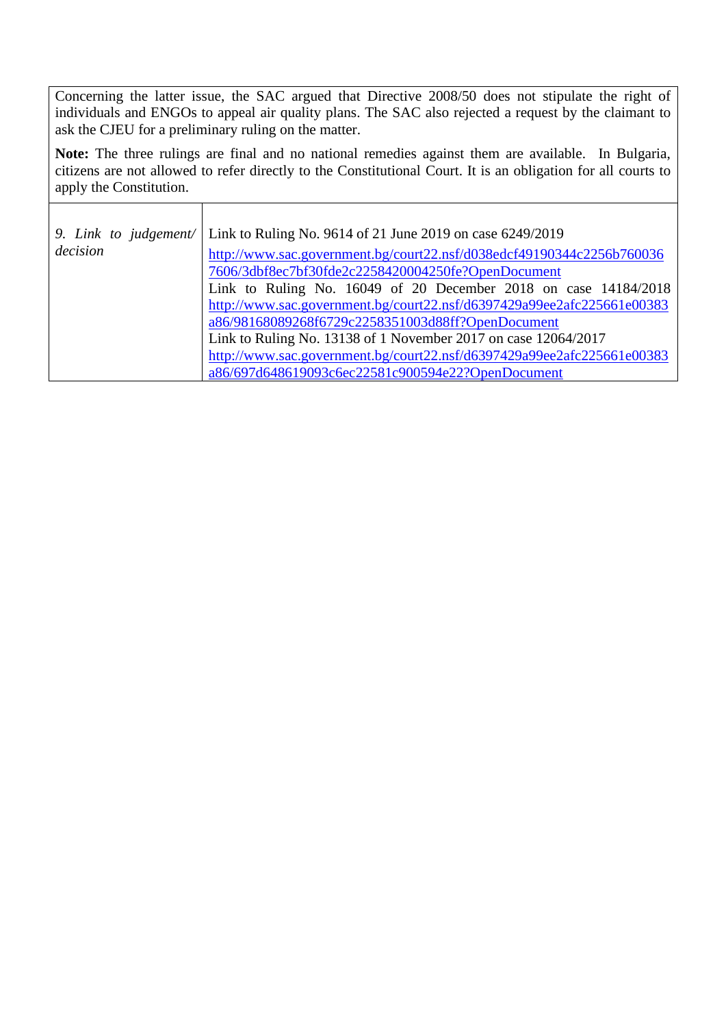Concerning the latter issue, the SAC argued that Directive 2008/50 does not stipulate the right of individuals and ENGOs to appeal air quality plans. The SAC also rejected a request by the claimant to ask the CJEU for a preliminary ruling on the matter.

**Note:** The three rulings are final and no national remedies against them are available. In Bulgaria, citizens are not allowed to refer directly to the Constitutional Court. It is an obligation for all courts to apply the Constitution.

| | |
|---|---|
| *9. Link to judgement/ decision* | Link to Ruling No. 9614 of 21 June 2019 on case 6249/2019 http://www.sac.government.bg/court22.nsf/d038edcf49190344c2256b7600367606/3dbf8ec7bf30fde2c2258420004250fe?OpenDocument Link to Ruling No. 16049 of 20 December 2018 on case 14184/2018 http://www.sac.government.bg/court22.nsf/d6397429a99ee2afc225661e00383a86/98168089268f6729c2258351003d88ff?OpenDocument Link to Ruling No. 13138 of 1 November 2017 on case 12064/2017 http://www.sac.government.bg/court22.nsf/d6397429a99ee2afc225661e00383a86/697d648619093c6ec22581c900594e22?OpenDocument |